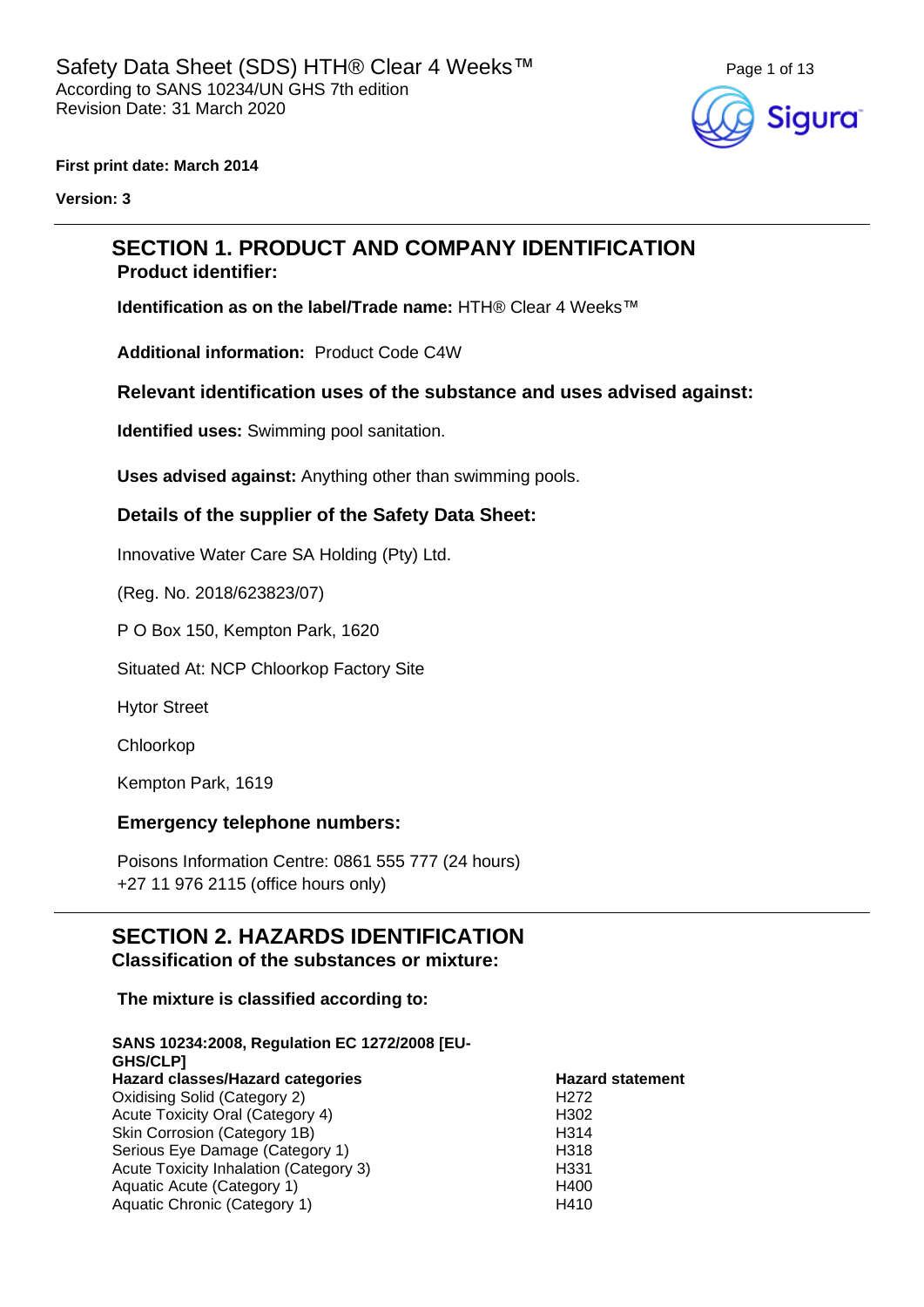# Safety Data Sheet (SDS) HTH® Clear 4 Weeks™

According to SANS 10234/UN GHS 7th edition
Revision Date: 31 March 2020

**First print date: March 2014**

**Version: 3**

## SECTION 1. PRODUCT AND COMPANY IDENTIFICATION

### Product identifier:

**Identification as on the label/Trade name:** HTH® Clear 4 Weeks™

**Additional information:** Product Code C4W

### Relevant identification uses of the substance and uses advised against:

**Identified uses:** Swimming pool sanitation.

**Uses advised against:** Anything other than swimming pools.

### Details of the supplier of the Safety Data Sheet:

Innovative Water Care SA Holding (Pty) Ltd.

(Reg. No. 2018/623823/07)

P O Box 150, Kempton Park, 1620

Situated At: NCP Chloorkop Factory Site

Hytor Street

Chloorkop

Kempton Park, 1619

### Emergency telephone numbers:

Poisons Information Centre: 0861 555 777 (24 hours)
+27 11 976 2115 (office hours only)

## SECTION 2. HAZARDS IDENTIFICATION

### Classification of the substances or mixture:

**The mixture is classified according to:**

**SANS 10234:2008, Regulation EC 1272/2008 [EU-GHS/CLP]**

| Hazard classes/Hazard categories | Hazard statement |
| --- | --- |
| Oxidising Solid (Category 2) | H272 |
| Acute Toxicity Oral (Category 4) | H302 |
| Skin Corrosion (Category 1B) | H314 |
| Serious Eye Damage (Category 1) | H318 |
| Acute Toxicity Inhalation (Category 3) | H331 |
| Aquatic Acute (Category 1) | H400 |
| Aquatic Chronic (Category 1) | H410 |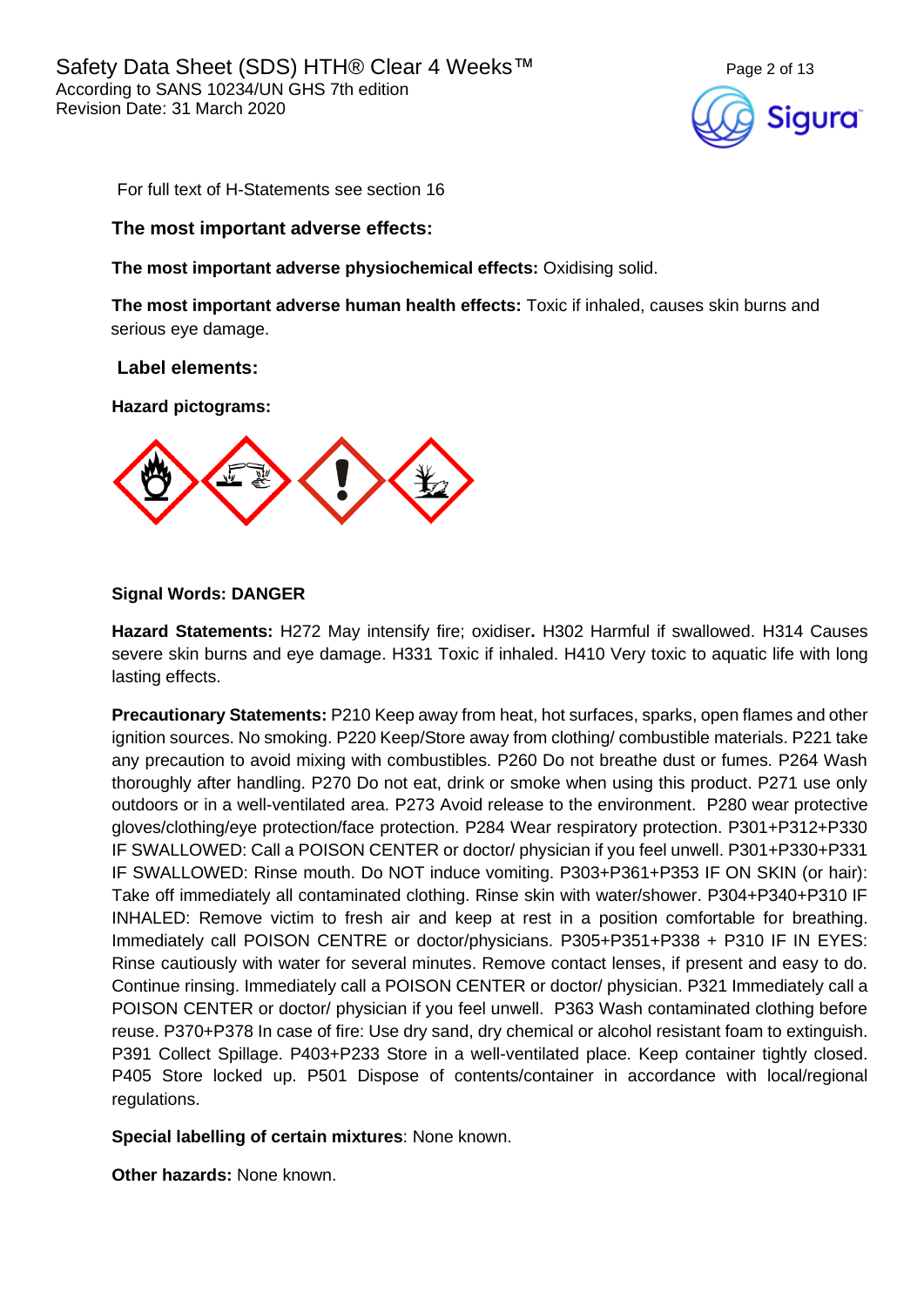For full text of H-Statements see section 16

### The most important adverse effects:

**The most important adverse physiochemical effects:** Oxidising solid.

**The most important adverse human health effects:** Toxic if inhaled, causes skin burns and serious eye damage.

### Label elements:

**Hazard pictograms:**

**Signal Words: DANGER**

**Hazard Statements:** H272 May intensify fire; oxidiser**.** H302 Harmful if swallowed. H314 Causes severe skin burns and eye damage. H331 Toxic if inhaled. H410 Very toxic to aquatic life with long lasting effects.

**Precautionary Statements:** P210 Keep away from heat, hot surfaces, sparks, open flames and other ignition sources. No smoking. P220 Keep/Store away from clothing/ combustible materials. P221 take any precaution to avoid mixing with combustibles. P260 Do not breathe dust or fumes. P264 Wash thoroughly after handling. P270 Do not eat, drink or smoke when using this product. P271 use only outdoors or in a well-ventilated area. P273 Avoid release to the environment. P280 wear protective gloves/clothing/eye protection/face protection. P284 Wear respiratory protection. P301+P312+P330 IF SWALLOWED: Call a POISON CENTER or doctor/ physician if you feel unwell. P301+P330+P331 IF SWALLOWED: Rinse mouth. Do NOT induce vomiting. P303+P361+P353 IF ON SKIN (or hair): Take off immediately all contaminated clothing. Rinse skin with water/shower. P304+P340+P310 IF INHALED: Remove victim to fresh air and keep at rest in a position comfortable for breathing. Immediately call POISON CENTRE or doctor/physicians. P305+P351+P338 + P310 IF IN EYES: Rinse cautiously with water for several minutes. Remove contact lenses, if present and easy to do. Continue rinsing. Immediately call a POISON CENTER or doctor/ physician. P321 Immediately call a POISON CENTER or doctor/ physician if you feel unwell. P363 Wash contaminated clothing before reuse. P370+P378 In case of fire: Use dry sand, dry chemical or alcohol resistant foam to extinguish. P391 Collect Spillage. P403+P233 Store in a well-ventilated place. Keep container tightly closed. P405 Store locked up. P501 Dispose of contents/container in accordance with local/regional regulations.

**Special labelling of certain mixtures**: None known.

**Other hazards:** None known.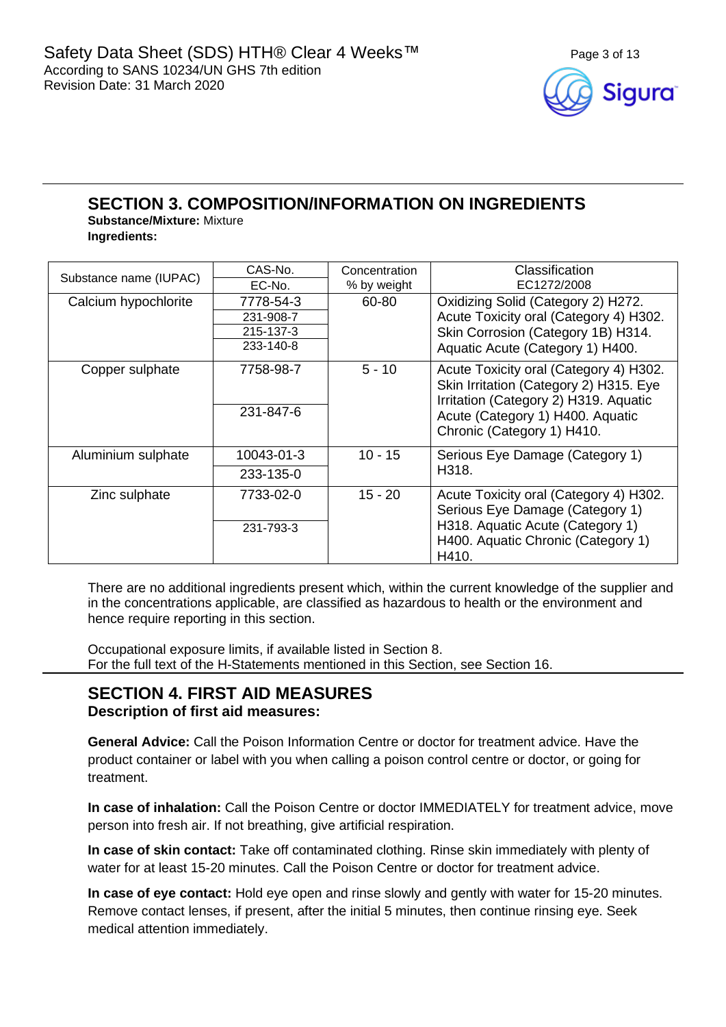## SECTION 3. COMPOSITION/INFORMATION ON INGREDIENTS

**Substance/Mixture:** Mixture

**Ingredients:**

| Substance name (IUPAC) | CAS-No. / EC-No. | Concentration % by weight | Classification EC1272/2008 |
|---|---|---|---|
| Calcium hypochlorite | 7778-54-3<br>231-908-7<br>215-137-3<br>233-140-8 | 60-80 | Oxidizing Solid (Category 2) H272. Acute Toxicity oral (Category 4) H302. Skin Corrosion (Category 1B) H314. Aquatic Acute (Category 1) H400. |
| Copper sulphate | 7758-98-7<br>231-847-6 | 5 - 10 | Acute Toxicity oral (Category 4) H302. Skin Irritation (Category 2) H315. Eye Irritation (Category 2) H319. Aquatic Acute (Category 1) H400. Aquatic Chronic (Category 1) H410. |
| Aluminium sulphate | 10043-01-3<br>233-135-0 | 10 - 15 | Serious Eye Damage (Category 1) H318. |
| Zinc sulphate | 7733-02-0<br>231-793-3 | 15 - 20 | Acute Toxicity oral (Category 4) H302. Serious Eye Damage (Category 1) H318. Aquatic Acute (Category 1) H400. Aquatic Chronic (Category 1) H410. |

There are no additional ingredients present which, within the current knowledge of the supplier and in the concentrations applicable, are classified as hazardous to health or the environment and hence require reporting in this section.

Occupational exposure limits, if available listed in Section 8.
For the full text of the H-Statements mentioned in this Section, see Section 16.

## SECTION 4. FIRST AID MEASURES

### Description of first aid measures:

**General Advice:** Call the Poison Information Centre or doctor for treatment advice. Have the product container or label with you when calling a poison control centre or doctor, or going for treatment.

**In case of inhalation:** Call the Poison Centre or doctor IMMEDIATELY for treatment advice, move person into fresh air. If not breathing, give artificial respiration.

**In case of skin contact:** Take off contaminated clothing. Rinse skin immediately with plenty of water for at least 15-20 minutes. Call the Poison Centre or doctor for treatment advice.

**In case of eye contact:** Hold eye open and rinse slowly and gently with water for 15-20 minutes. Remove contact lenses, if present, after the initial 5 minutes, then continue rinsing eye. Seek medical attention immediately.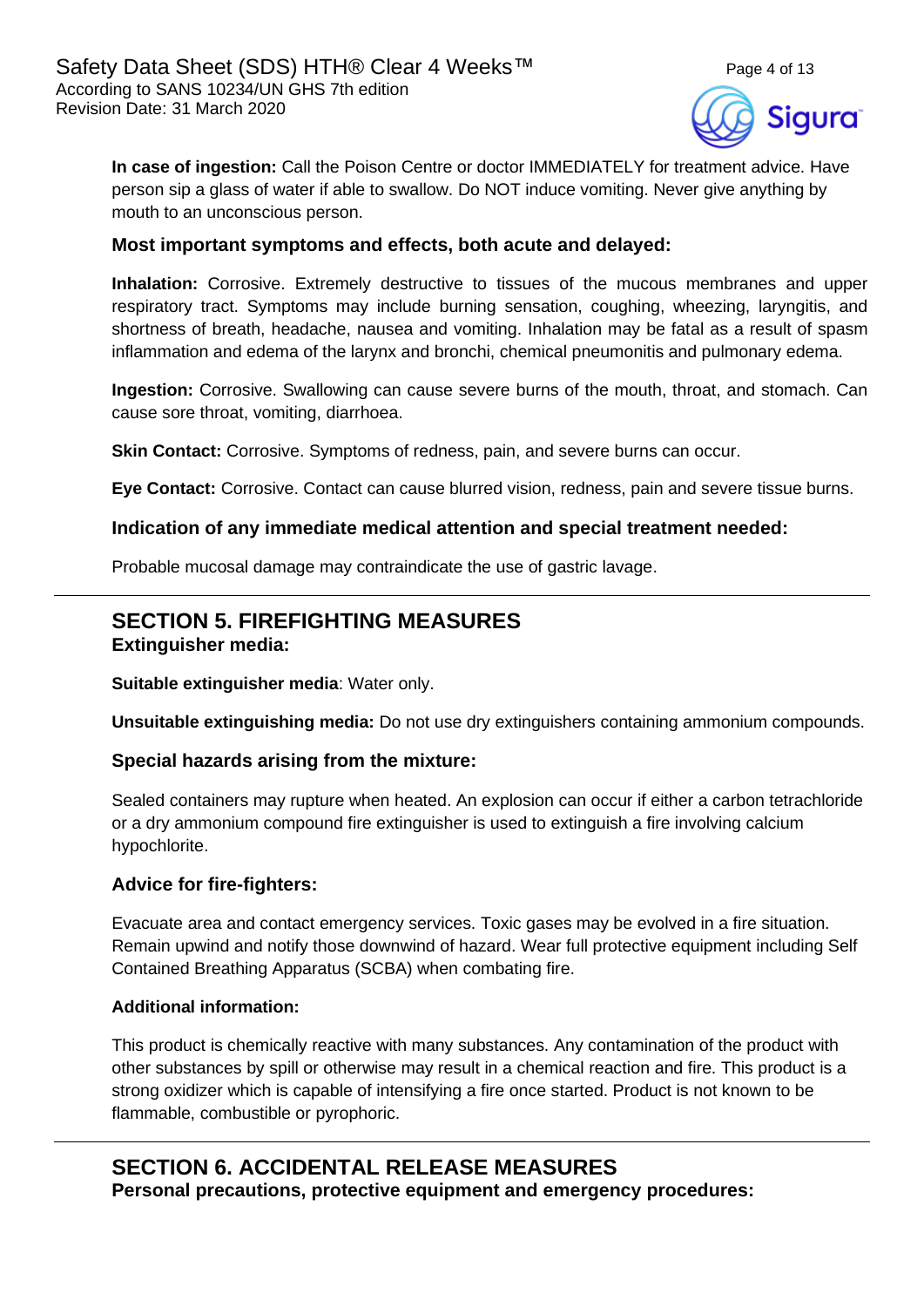**In case of ingestion:** Call the Poison Centre or doctor IMMEDIATELY for treatment advice. Have person sip a glass of water if able to swallow. Do NOT induce vomiting. Never give anything by mouth to an unconscious person.

### Most important symptoms and effects, both acute and delayed:

**Inhalation:** Corrosive. Extremely destructive to tissues of the mucous membranes and upper respiratory tract. Symptoms may include burning sensation, coughing, wheezing, laryngitis, and shortness of breath, headache, nausea and vomiting. Inhalation may be fatal as a result of spasm inflammation and edema of the larynx and bronchi, chemical pneumonitis and pulmonary edema.

**Ingestion:** Corrosive. Swallowing can cause severe burns of the mouth, throat, and stomach. Can cause sore throat, vomiting, diarrhoea.

**Skin Contact:** Corrosive. Symptoms of redness, pain, and severe burns can occur.

**Eye Contact:** Corrosive. Contact can cause blurred vision, redness, pain and severe tissue burns.

### Indication of any immediate medical attention and special treatment needed:

Probable mucosal damage may contraindicate the use of gastric lavage.

---

## SECTION 5. FIREFIGHTING MEASURES

### Extinguisher media:

**Suitable extinguisher media**: Water only.

**Unsuitable extinguishing media:** Do not use dry extinguishers containing ammonium compounds.

### Special hazards arising from the mixture:

Sealed containers may rupture when heated. An explosion can occur if either a carbon tetrachloride or a dry ammonium compound fire extinguisher is used to extinguish a fire involving calcium hypochlorite.

### Advice for fire-fighters:

Evacuate area and contact emergency services. Toxic gases may be evolved in a fire situation. Remain upwind and notify those downwind of hazard. Wear full protective equipment including Self Contained Breathing Apparatus (SCBA) when combating fire.

**Additional information:**

This product is chemically reactive with many substances. Any contamination of the product with other substances by spill or otherwise may result in a chemical reaction and fire. This product is a strong oxidizer which is capable of intensifying a fire once started. Product is not known to be flammable, combustible or pyrophoric.

---

## SECTION 6. ACCIDENTAL RELEASE MEASURES

### Personal precautions, protective equipment and emergency procedures: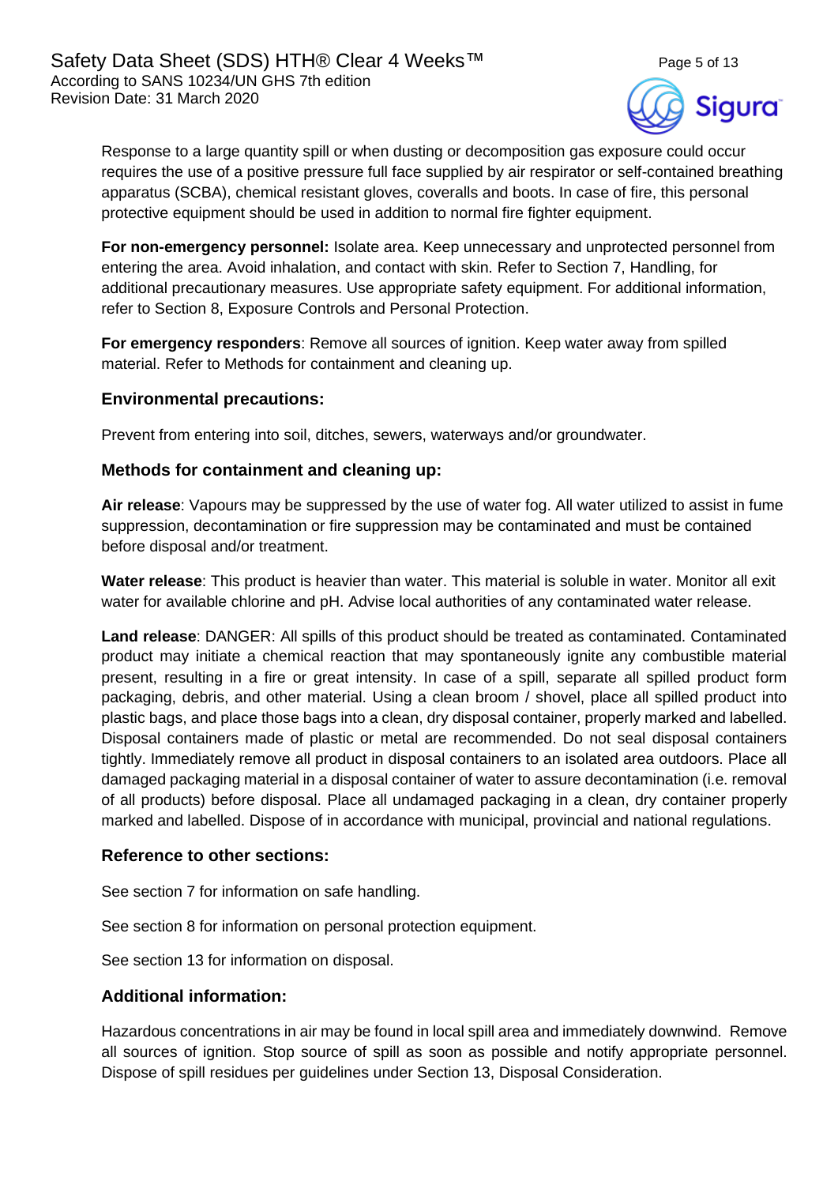Response to a large quantity spill or when dusting or decomposition gas exposure could occur requires the use of a positive pressure full face supplied by air respirator or self-contained breathing apparatus (SCBA), chemical resistant gloves, coveralls and boots. In case of fire, this personal protective equipment should be used in addition to normal fire fighter equipment.

**For non-emergency personnel:** Isolate area. Keep unnecessary and unprotected personnel from entering the area. Avoid inhalation, and contact with skin. Refer to Section 7, Handling, for additional precautionary measures. Use appropriate safety equipment. For additional information, refer to Section 8, Exposure Controls and Personal Protection.

**For emergency responders**: Remove all sources of ignition. Keep water away from spilled material. Refer to Methods for containment and cleaning up.

### Environmental precautions:

Prevent from entering into soil, ditches, sewers, waterways and/or groundwater.

### Methods for containment and cleaning up:

**Air release**: Vapours may be suppressed by the use of water fog. All water utilized to assist in fume suppression, decontamination or fire suppression may be contaminated and must be contained before disposal and/or treatment.

**Water release**: This product is heavier than water. This material is soluble in water. Monitor all exit water for available chlorine and pH. Advise local authorities of any contaminated water release.

**Land release**: DANGER: All spills of this product should be treated as contaminated. Contaminated product may initiate a chemical reaction that may spontaneously ignite any combustible material present, resulting in a fire or great intensity. In case of a spill, separate all spilled product form packaging, debris, and other material. Using a clean broom / shovel, place all spilled product into plastic bags, and place those bags into a clean, dry disposal container, properly marked and labelled. Disposal containers made of plastic or metal are recommended. Do not seal disposal containers tightly. Immediately remove all product in disposal containers to an isolated area outdoors. Place all damaged packaging material in a disposal container of water to assure decontamination (i.e. removal of all products) before disposal. Place all undamaged packaging in a clean, dry container properly marked and labelled. Dispose of in accordance with municipal, provincial and national regulations.

### Reference to other sections:

See section 7 for information on safe handling.

See section 8 for information on personal protection equipment.

See section 13 for information on disposal.

### Additional information:

Hazardous concentrations in air may be found in local spill area and immediately downwind. Remove all sources of ignition. Stop source of spill as soon as possible and notify appropriate personnel. Dispose of spill residues per guidelines under Section 13, Disposal Consideration.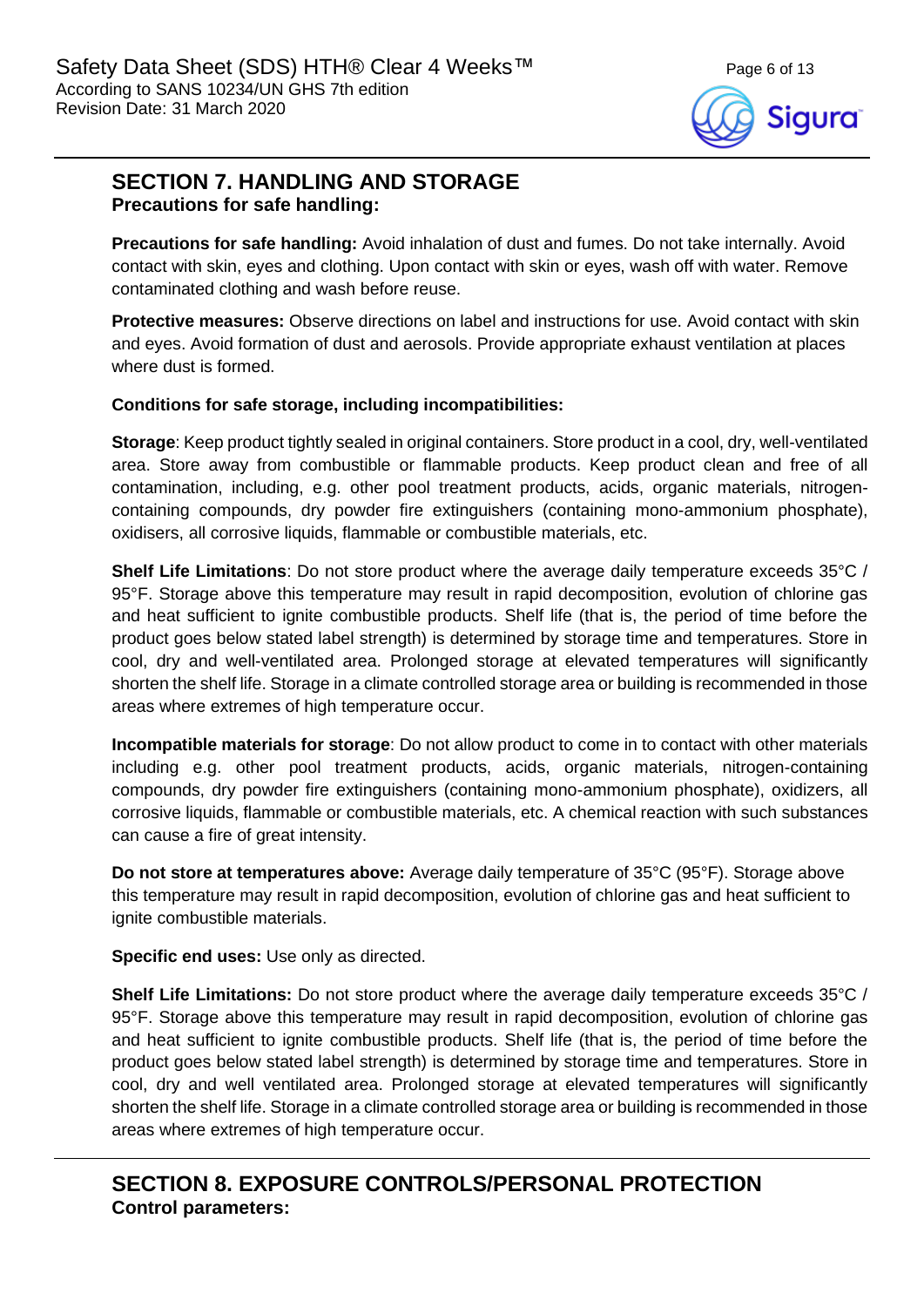## SECTION 7. HANDLING AND STORAGE

**Precautions for safe handling:**

**Precautions for safe handling:** Avoid inhalation of dust and fumes. Do not take internally. Avoid contact with skin, eyes and clothing. Upon contact with skin or eyes, wash off with water. Remove contaminated clothing and wash before reuse.

**Protective measures:** Observe directions on label and instructions for use. Avoid contact with skin and eyes. Avoid formation of dust and aerosols. Provide appropriate exhaust ventilation at places where dust is formed.

**Conditions for safe storage, including incompatibilities:**

**Storage**: Keep product tightly sealed in original containers. Store product in a cool, dry, well-ventilated area. Store away from combustible or flammable products. Keep product clean and free of all contamination, including, e.g. other pool treatment products, acids, organic materials, nitrogen-containing compounds, dry powder fire extinguishers (containing mono-ammonium phosphate), oxidisers, all corrosive liquids, flammable or combustible materials, etc.

**Shelf Life Limitations**: Do not store product where the average daily temperature exceeds 35°C / 95°F. Storage above this temperature may result in rapid decomposition, evolution of chlorine gas and heat sufficient to ignite combustible products. Shelf life (that is, the period of time before the product goes below stated label strength) is determined by storage time and temperatures. Store in cool, dry and well-ventilated area. Prolonged storage at elevated temperatures will significantly shorten the shelf life. Storage in a climate controlled storage area or building is recommended in those areas where extremes of high temperature occur.

**Incompatible materials for storage**: Do not allow product to come in to contact with other materials including e.g. other pool treatment products, acids, organic materials, nitrogen-containing compounds, dry powder fire extinguishers (containing mono-ammonium phosphate), oxidizers, all corrosive liquids, flammable or combustible materials, etc. A chemical reaction with such substances can cause a fire of great intensity.

**Do not store at temperatures above:** Average daily temperature of 35°C (95°F). Storage above this temperature may result in rapid decomposition, evolution of chlorine gas and heat sufficient to ignite combustible materials.

**Specific end uses:** Use only as directed.

**Shelf Life Limitations:** Do not store product where the average daily temperature exceeds 35°C / 95°F. Storage above this temperature may result in rapid decomposition, evolution of chlorine gas and heat sufficient to ignite combustible products. Shelf life (that is, the period of time before the product goes below stated label strength) is determined by storage time and temperatures. Store in cool, dry and well ventilated area. Prolonged storage at elevated temperatures will significantly shorten the shelf life. Storage in a climate controlled storage area or building is recommended in those areas where extremes of high temperature occur.

## SECTION 8. EXPOSURE CONTROLS/PERSONAL PROTECTION

**Control parameters:**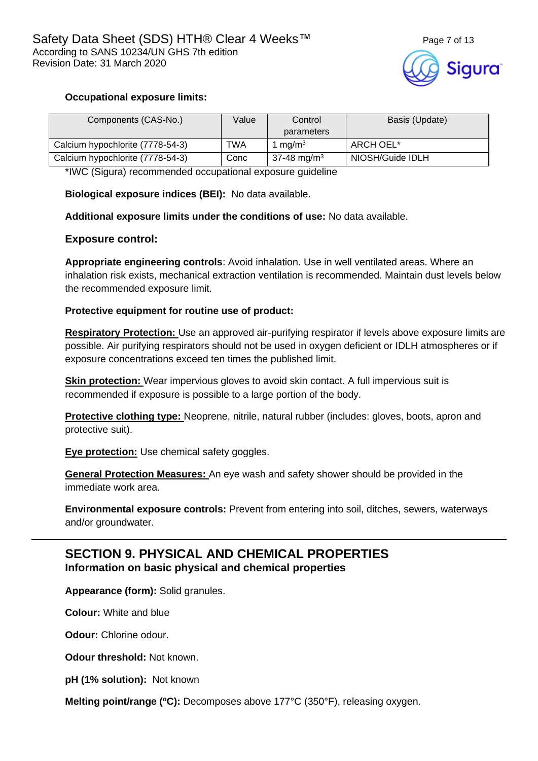**Occupational exposure limits:**

| Components (CAS-No.) | Value | Control parameters | Basis (Update) |
|---|---|---|---|
| Calcium hypochlorite (7778-54-3) | TWA | 1 mg/m$^3$ | ARCH OEL* |
| Calcium hypochlorite (7778-54-3) | Conc | 37-48 mg/m$^3$ | NIOSH/Guide IDLH |

*IWC (Sigura) recommended occupational exposure guideline

**Biological exposure indices (BEI):** No data available.

**Additional exposure limits under the conditions of use:** No data available.

### Exposure control:

**Appropriate engineering controls**: Avoid inhalation. Use in well ventilated areas. Where an inhalation risk exists, mechanical extraction ventilation is recommended. Maintain dust levels below the recommended exposure limit.

**Protective equipment for routine use of product:**

**Respiratory Protection:** Use an approved air-purifying respirator if levels above exposure limits are possible. Air purifying respirators should not be used in oxygen deficient or IDLH atmospheres or if exposure concentrations exceed ten times the published limit.

**Skin protection:** Wear impervious gloves to avoid skin contact. A full impervious suit is recommended if exposure is possible to a large portion of the body.

**Protective clothing type:** Neoprene, nitrile, natural rubber (includes: gloves, boots, apron and protective suit).

**Eye protection:** Use chemical safety goggles.

**General Protection Measures:** An eye wash and safety shower should be provided in the immediate work area.

**Environmental exposure controls:** Prevent from entering into soil, ditches, sewers, waterways and/or groundwater.

## SECTION 9. PHYSICAL AND CHEMICAL PROPERTIES

### Information on basic physical and chemical properties

**Appearance (form):** Solid granules.

**Colour:** White and blue

**Odour:** Chlorine odour.

**Odour threshold:** Not known.

**pH (1% solution):** Not known

**Melting point/range (ºC):** Decomposes above 177°C (350°F), releasing oxygen.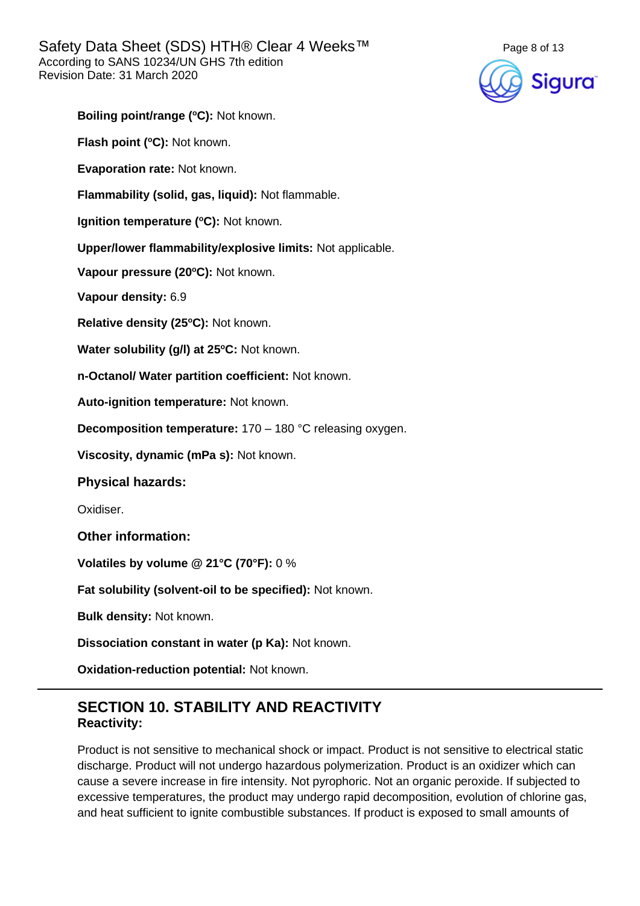**Boiling point/range (ºC):** Not known.

**Flash point (ºC):** Not known.

**Evaporation rate:** Not known.

**Flammability (solid, gas, liquid):** Not flammable.

**Ignition temperature (ºC):** Not known.

**Upper/lower flammability/explosive limits:** Not applicable.

**Vapour pressure (20ºC):** Not known.

**Vapour density:** 6.9

**Relative density (25ºC):** Not known.

**Water solubility (g/l) at 25ºC:** Not known.

**n-Octanol/ Water partition coefficient:** Not known.

**Auto-ignition temperature:** Not known.

**Decomposition temperature:** 170 – 180 °C releasing oxygen.

**Viscosity, dynamic (mPa s):** Not known.

### Physical hazards:

Oxidiser.

### Other information:

**Volatiles by volume @ 21°C (70°F):** 0 %

**Fat solubility (solvent-oil to be specified):** Not known.

**Bulk density:** Not known.

**Dissociation constant in water (p Ka):** Not known.

**Oxidation-reduction potential:** Not known.

## SECTION 10. STABILITY AND REACTIVITY

**Reactivity:**

Product is not sensitive to mechanical shock or impact. Product is not sensitive to electrical static discharge. Product will not undergo hazardous polymerization. Product is an oxidizer which can cause a severe increase in fire intensity. Not pyrophoric. Not an organic peroxide. If subjected to excessive temperatures, the product may undergo rapid decomposition, evolution of chlorine gas, and heat sufficient to ignite combustible substances. If product is exposed to small amounts of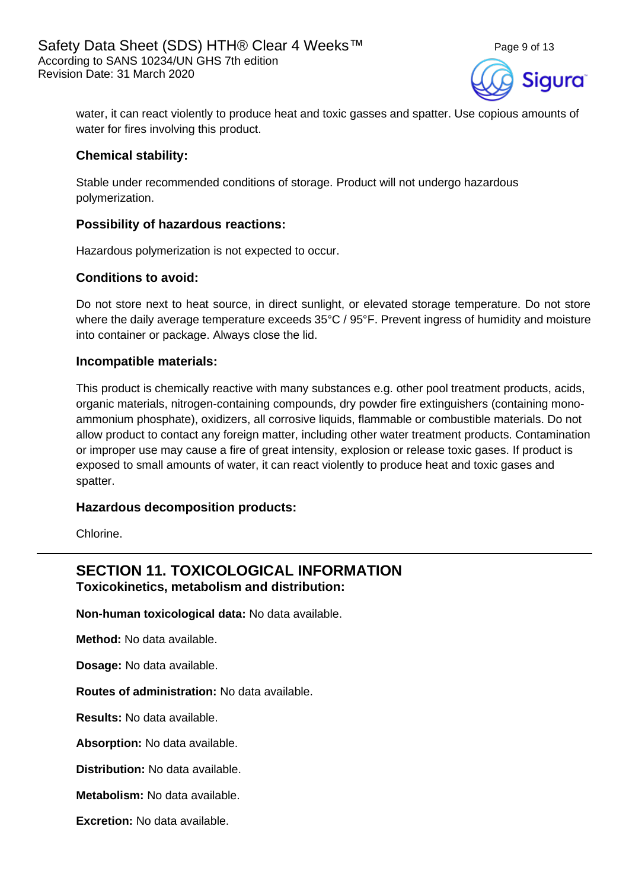water, it can react violently to produce heat and toxic gasses and spatter. Use copious amounts of water for fires involving this product.

### Chemical stability:

Stable under recommended conditions of storage. Product will not undergo hazardous polymerization.

### Possibility of hazardous reactions:

Hazardous polymerization is not expected to occur.

### Conditions to avoid:

Do not store next to heat source, in direct sunlight, or elevated storage temperature. Do not store where the daily average temperature exceeds 35°C / 95°F. Prevent ingress of humidity and moisture into container or package. Always close the lid.

### Incompatible materials:

This product is chemically reactive with many substances e.g. other pool treatment products, acids, organic materials, nitrogen-containing compounds, dry powder fire extinguishers (containing mono-ammonium phosphate), oxidizers, all corrosive liquids, flammable or combustible materials. Do not allow product to contact any foreign matter, including other water treatment products. Contamination or improper use may cause a fire of great intensity, explosion or release toxic gases. If product is exposed to small amounts of water, it can react violently to produce heat and toxic gases and spatter.

### Hazardous decomposition products:

Chlorine.

## SECTION 11. TOXICOLOGICAL INFORMATION

### Toxicokinetics, metabolism and distribution:

**Non-human toxicological data:** No data available.

**Method:** No data available.

**Dosage:** No data available.

**Routes of administration:** No data available.

**Results:** No data available.

**Absorption:** No data available.

**Distribution:** No data available.

**Metabolism:** No data available.

**Excretion:** No data available.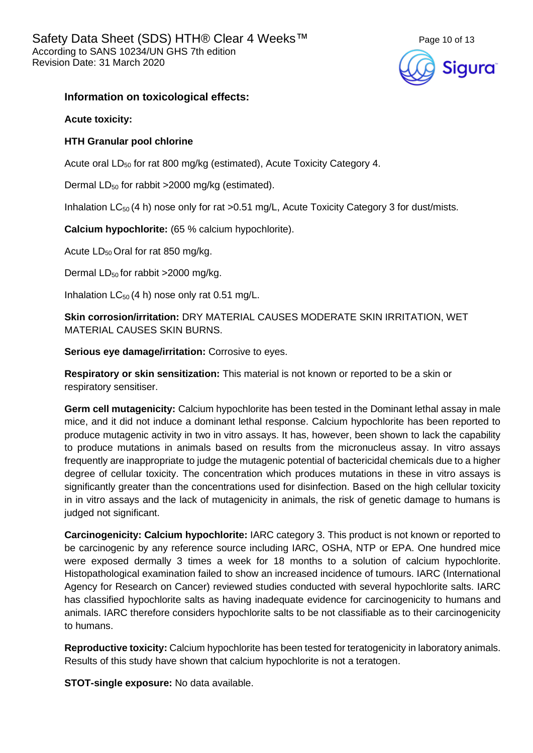### Information on toxicological effects:

**Acute toxicity:**

**HTH Granular pool chlorine**

Acute oral $LD_{50}$ for rat 800 mg/kg (estimated), Acute Toxicity Category 4.

Dermal $LD_{50}$ for rabbit >2000 mg/kg (estimated).

Inhalation $LC_{50}$ (4 h) nose only for rat >0.51 mg/L, Acute Toxicity Category 3 for dust/mists.

**Calcium hypochlorite:** (65 % calcium hypochlorite).

Acute $LD_{50}$ Oral for rat 850 mg/kg.

Dermal $LD_{50}$ for rabbit >2000 mg/kg.

Inhalation $LC_{50}$ (4 h) nose only rat 0.51 mg/L.

**Skin corrosion/irritation:** DRY MATERIAL CAUSES MODERATE SKIN IRRITATION, WET MATERIAL CAUSES SKIN BURNS.

**Serious eye damage/irritation:** Corrosive to eyes.

**Respiratory or skin sensitization:** This material is not known or reported to be a skin or respiratory sensitiser.

**Germ cell mutagenicity:** Calcium hypochlorite has been tested in the Dominant lethal assay in male mice, and it did not induce a dominant lethal response. Calcium hypochlorite has been reported to produce mutagenic activity in two in vitro assays. It has, however, been shown to lack the capability to produce mutations in animals based on results from the micronucleus assay. In vitro assays frequently are inappropriate to judge the mutagenic potential of bactericidal chemicals due to a higher degree of cellular toxicity. The concentration which produces mutations in these in vitro assays is significantly greater than the concentrations used for disinfection. Based on the high cellular toxicity in in vitro assays and the lack of mutagenicity in animals, the risk of genetic damage to humans is judged not significant.

**Carcinogenicity: Calcium hypochlorite:** IARC category 3. This product is not known or reported to be carcinogenic by any reference source including IARC, OSHA, NTP or EPA. One hundred mice were exposed dermally 3 times a week for 18 months to a solution of calcium hypochlorite. Histopathological examination failed to show an increased incidence of tumours. IARC (International Agency for Research on Cancer) reviewed studies conducted with several hypochlorite salts. IARC has classified hypochlorite salts as having inadequate evidence for carcinogenicity to humans and animals. IARC therefore considers hypochlorite salts to be not classifiable as to their carcinogenicity to humans.

**Reproductive toxicity:** Calcium hypochlorite has been tested for teratogenicity in laboratory animals. Results of this study have shown that calcium hypochlorite is not a teratogen.

**STOT-single exposure:** No data available.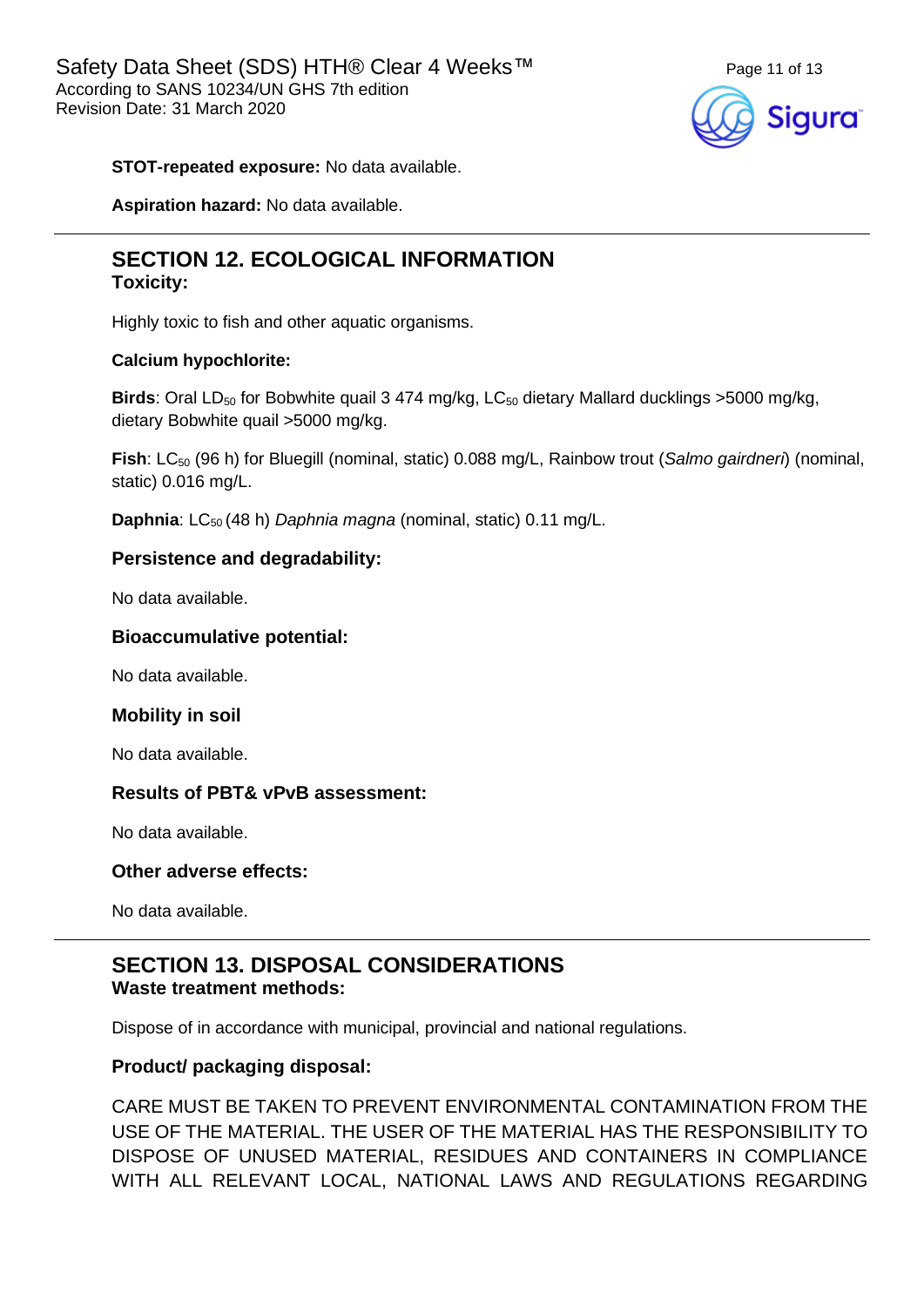**STOT-repeated exposure:** No data available.

**Aspiration hazard:** No data available.

## SECTION 12. ECOLOGICAL INFORMATION

### Toxicity:

Highly toxic to fish and other aquatic organisms.

**Calcium hypochlorite:**

**Birds**: Oral $LD_{50}$ for Bobwhite quail 3 474 mg/kg, $LC_{50}$ dietary Mallard ducklings >5000 mg/kg, dietary Bobwhite quail >5000 mg/kg.

**Fish**: $LC_{50}$ (96 h) for Bluegill (nominal, static) 0.088 mg/L, Rainbow trout (*Salmo gairdneri*) (nominal, static) 0.016 mg/L.

**Daphnia**: $LC_{50}$ (48 h) *Daphnia magna* (nominal, static) 0.11 mg/L.

### Persistence and degradability:

No data available.

### Bioaccumulative potential:

No data available.

### Mobility in soil

No data available.

### Results of PBT& vPvB assessment:

No data available.

### Other adverse effects:

No data available.

## SECTION 13. DISPOSAL CONSIDERATIONS

### Waste treatment methods:

Dispose of in accordance with municipal, provincial and national regulations.

### Product/ packaging disposal:

CARE MUST BE TAKEN TO PREVENT ENVIRONMENTAL CONTAMINATION FROM THE USE OF THE MATERIAL. THE USER OF THE MATERIAL HAS THE RESPONSIBILITY TO DISPOSE OF UNUSED MATERIAL, RESIDUES AND CONTAINERS IN COMPLIANCE WITH ALL RELEVANT LOCAL, NATIONAL LAWS AND REGULATIONS REGARDING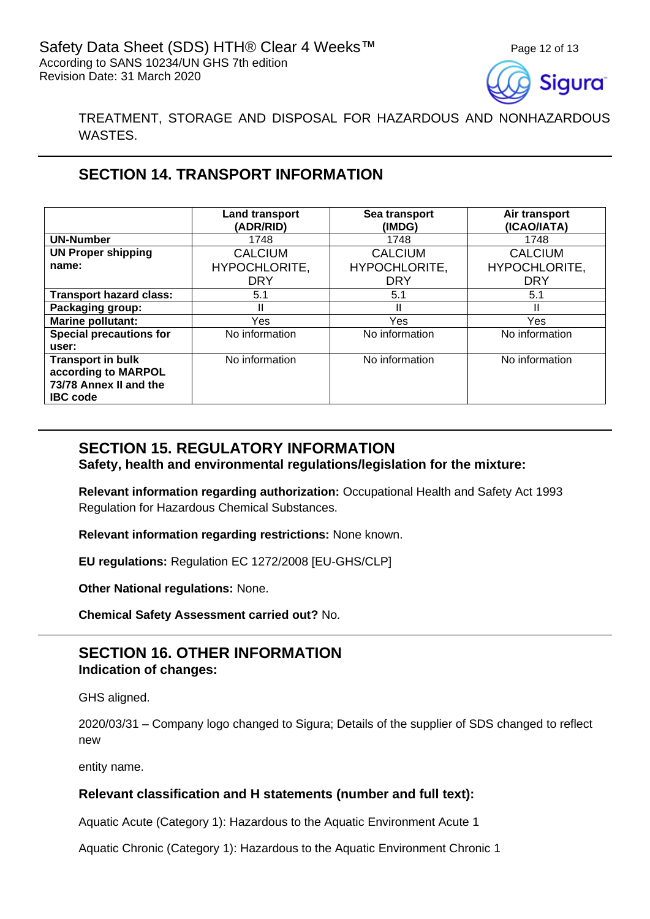TREATMENT, STORAGE AND DISPOSAL FOR HAZARDOUS AND NONHAZARDOUS WASTES.

## SECTION 14. TRANSPORT INFORMATION

| | Land transport (ADR/RID) | Sea transport (IMDG) | Air transport (ICAO/IATA) |
|---|---|---|---|
| **UN-Number** | 1748 | 1748 | 1748 |
| **UN Proper shipping name:** | CALCIUM HYPOCHLORITE, DRY | CALCIUM HYPOCHLORITE, DRY | CALCIUM HYPOCHLORITE, DRY |
| **Transport hazard class:** | 5.1 | 5.1 | 5.1 |
| **Packaging group:** | II | II | II |
| **Marine pollutant:** | Yes | Yes | Yes |
| **Special precautions for user:** | No information | No information | No information |
| **Transport in bulk according to MARPOL 73/78 Annex II and the IBC code** | No information | No information | No information |

## SECTION 15. REGULATORY INFORMATION

**Safety, health and environmental regulations/legislation for the mixture:**

**Relevant information regarding authorization:** Occupational Health and Safety Act 1993 Regulation for Hazardous Chemical Substances.

**Relevant information regarding restrictions:** None known.

**EU regulations:** Regulation EC 1272/2008 [EU-GHS/CLP]

**Other National regulations:** None.

**Chemical Safety Assessment carried out?** No.

## SECTION 16. OTHER INFORMATION

**Indication of changes:**

GHS aligned.

2020/03/31 – Company logo changed to Sigura; Details of the supplier of SDS changed to reflect new

entity name.

**Relevant classification and H statements (number and full text):**

Aquatic Acute (Category 1): Hazardous to the Aquatic Environment Acute 1

Aquatic Chronic (Category 1): Hazardous to the Aquatic Environment Chronic 1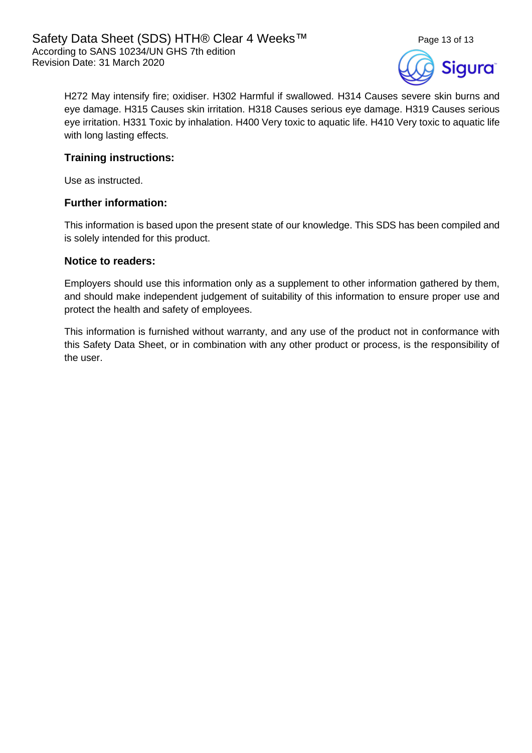H272 May intensify fire; oxidiser. H302 Harmful if swallowed. H314 Causes severe skin burns and eye damage. H315 Causes skin irritation. H318 Causes serious eye damage. H319 Causes serious eye irritation. H331 Toxic by inhalation. H400 Very toxic to aquatic life. H410 Very toxic to aquatic life with long lasting effects.

### Training instructions:

Use as instructed.

### Further information:

This information is based upon the present state of our knowledge. This SDS has been compiled and is solely intended for this product.

### Notice to readers:

Employers should use this information only as a supplement to other information gathered by them, and should make independent judgement of suitability of this information to ensure proper use and protect the health and safety of employees.

This information is furnished without warranty, and any use of the product not in conformance with this Safety Data Sheet, or in combination with any other product or process, is the responsibility of the user.